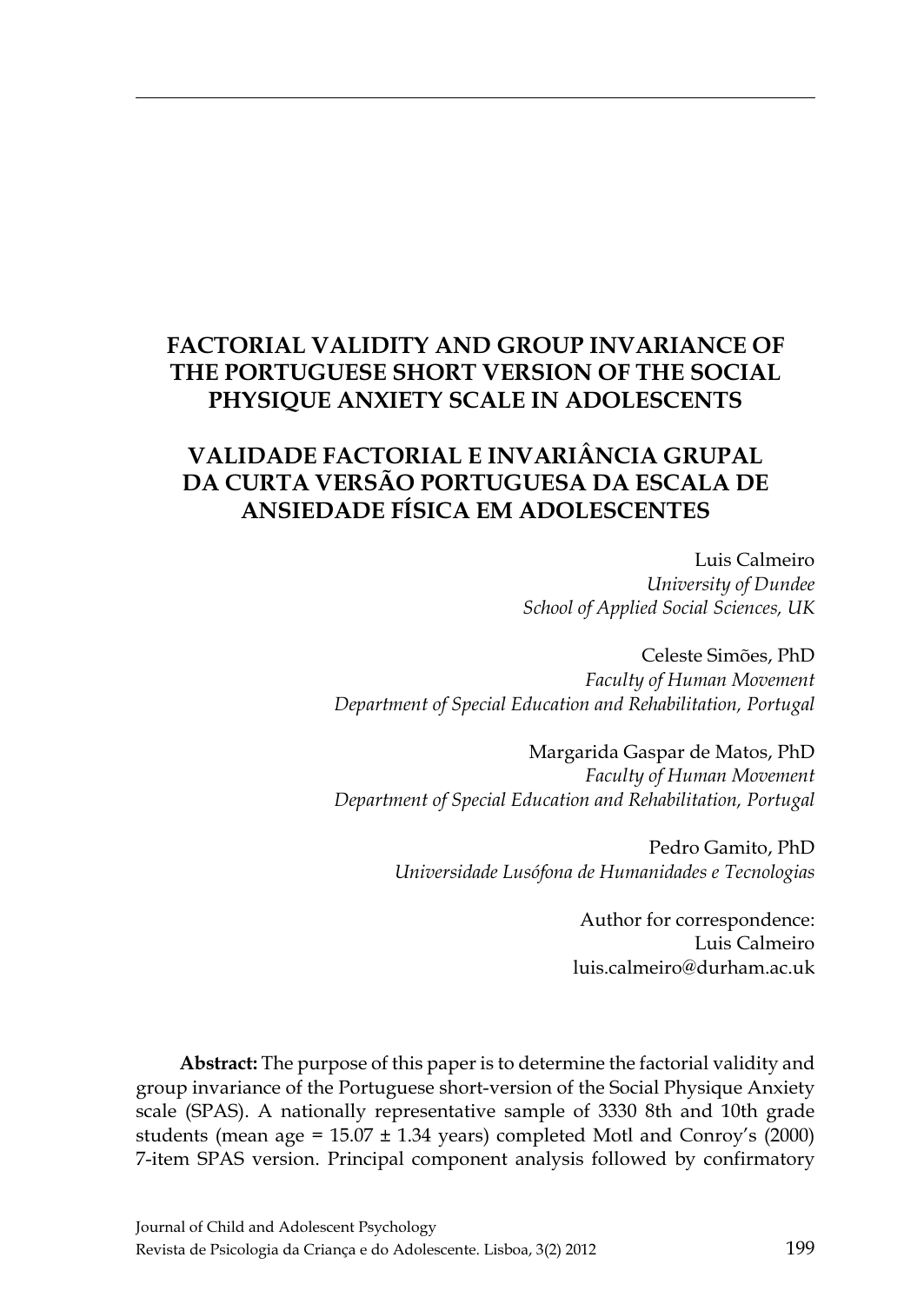# FACTORIAL VALIDITY AND GROUP INVARIANCE OF THE PORTUGUESE SHORT VERSION OF THE SOCIAL PHYSIQUE ANXIETY SCALE IN ADOLESCENTS

# VALIDADE FACTORIAL E INVARIÂNCIA GRUPAL DA CURTA VERSÃO PORTUGUESA DA ESCALA DE ANSIEDADE FÍSICA EM ADOLESCENTES

Luis Calmeiro
*University of Dundee*
*School of Applied Social Sciences, UK*

Celeste Simões, PhD
*Faculty of Human Movement*
*Department of Special Education and Rehabilitation, Portugal*

Margarida Gaspar de Matos, PhD
*Faculty of Human Movement*
*Department of Special Education and Rehabilitation, Portugal*

Pedro Gamito, PhD
*Universidade Lusófona de Humanidades e Tecnologias*

Author for correspondence:
Luis Calmeiro
luis.calmeiro@durham.ac.uk

**Abstract:** The purpose of this paper is to determine the factorial validity and group invariance of the Portuguese short-version of the Social Physique Anxiety scale (SPAS). A nationally representative sample of 3330 8th and 10th grade students (mean age = 15.07 ± 1.34 years) completed Motl and Conroy's (2000) 7-item SPAS version. Principal component analysis followed by confirmatory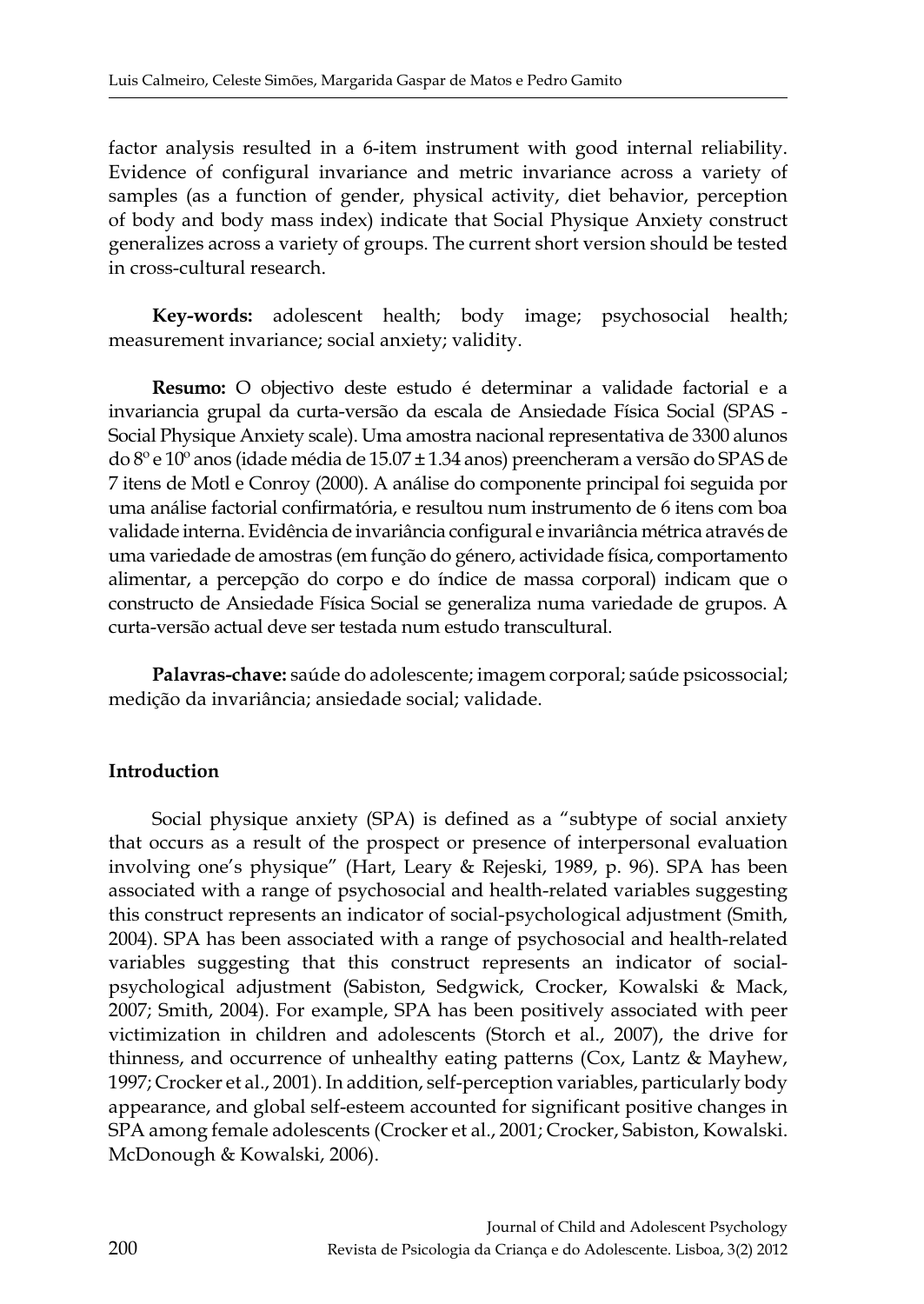factor analysis resulted in a 6-item instrument with good internal reliability. Evidence of configural invariance and metric invariance across a variety of samples (as a function of gender, physical activity, diet behavior, perception of body and body mass index) indicate that Social Physique Anxiety construct generalizes across a variety of groups. The current short version should be tested in cross-cultural research.

**Key-words:** adolescent health; body image; psychosocial health; measurement invariance; social anxiety; validity.

**Resumo:** O objectivo deste estudo é determinar a validade factorial e a invariancia grupal da curta-versão da escala de Ansiedade Física Social (SPAS - Social Physique Anxiety scale). Uma amostra nacional representativa de 3300 alunos do 8º e 10º anos (idade média de 15.07 ± 1.34 anos) preencheram a versão do SPAS de 7 itens de Motl e Conroy (2000). A análise do componente principal foi seguida por uma análise factorial confirmatória, e resultou num instrumento de 6 itens com boa validade interna. Evidência de invariância configural e invariância métrica através de uma variedade de amostras (em função do género, actividade física, comportamento alimentar, a percepção do corpo e do índice de massa corporal) indicam que o constructo de Ansiedade Física Social se generaliza numa variedade de grupos. A curta-versão actual deve ser testada num estudo transcultural.

**Palavras-chave:** saúde do adolescente; imagem corporal; saúde psicossocial; medição da invariância; ansiedade social; validade.

## Introduction

Social physique anxiety (SPA) is defined as a "subtype of social anxiety that occurs as a result of the prospect or presence of interpersonal evaluation involving one's physique" (Hart, Leary & Rejeski, 1989, p. 96). SPA has been associated with a range of psychosocial and health-related variables suggesting this construct represents an indicator of social-psychological adjustment (Smith, 2004). SPA has been associated with a range of psychosocial and health-related variables suggesting that this construct represents an indicator of social-psychological adjustment (Sabiston, Sedgwick, Crocker, Kowalski & Mack, 2007; Smith, 2004). For example, SPA has been positively associated with peer victimization in children and adolescents (Storch et al., 2007), the drive for thinness, and occurrence of unhealthy eating patterns (Cox, Lantz & Mayhew, 1997; Crocker et al., 2001). In addition, self-perception variables, particularly body appearance, and global self-esteem accounted for significant positive changes in SPA among female adolescents (Crocker et al., 2001; Crocker, Sabiston, Kowalski. McDonough & Kowalski, 2006).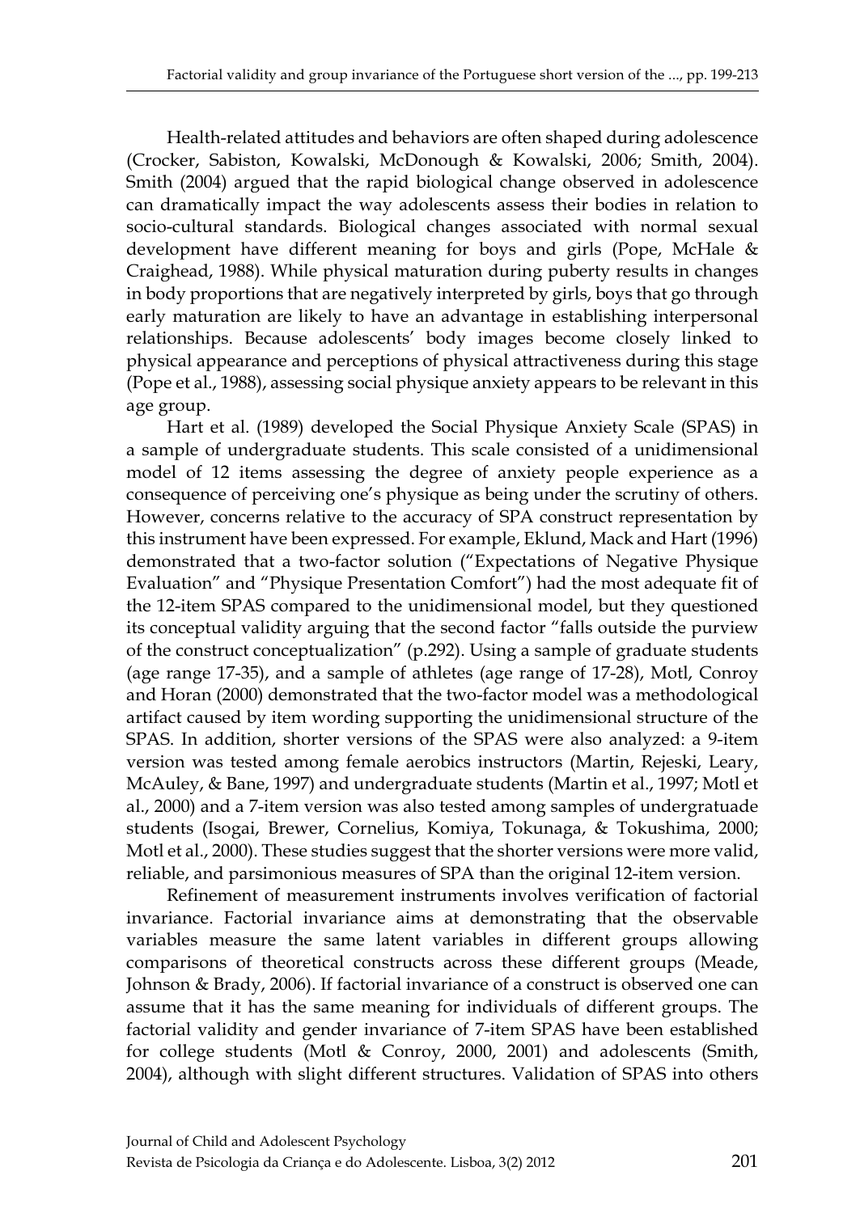Health-related attitudes and behaviors are often shaped during adolescence (Crocker, Sabiston, Kowalski, McDonough & Kowalski, 2006; Smith, 2004). Smith (2004) argued that the rapid biological change observed in adolescence can dramatically impact the way adolescents assess their bodies in relation to socio-cultural standards. Biological changes associated with normal sexual development have different meaning for boys and girls (Pope, McHale & Craighead, 1988). While physical maturation during puberty results in changes in body proportions that are negatively interpreted by girls, boys that go through early maturation are likely to have an advantage in establishing interpersonal relationships. Because adolescents' body images become closely linked to physical appearance and perceptions of physical attractiveness during this stage (Pope et al., 1988), assessing social physique anxiety appears to be relevant in this age group.

Hart et al. (1989) developed the Social Physique Anxiety Scale (SPAS) in a sample of undergraduate students. This scale consisted of a unidimensional model of 12 items assessing the degree of anxiety people experience as a consequence of perceiving one's physique as being under the scrutiny of others. However, concerns relative to the accuracy of SPA construct representation by this instrument have been expressed. For example, Eklund, Mack and Hart (1996) demonstrated that a two-factor solution ("Expectations of Negative Physique Evaluation" and "Physique Presentation Comfort") had the most adequate fit of the 12-item SPAS compared to the unidimensional model, but they questioned its conceptual validity arguing that the second factor "falls outside the purview of the construct conceptualization" (p.292). Using a sample of graduate students (age range 17-35), and a sample of athletes (age range of 17-28), Motl, Conroy and Horan (2000) demonstrated that the two-factor model was a methodological artifact caused by item wording supporting the unidimensional structure of the SPAS. In addition, shorter versions of the SPAS were also analyzed: a 9-item version was tested among female aerobics instructors (Martin, Rejeski, Leary, McAuley, & Bane, 1997) and undergraduate students (Martin et al., 1997; Motl et al., 2000) and a 7-item version was also tested among samples of undergratuade students (Isogai, Brewer, Cornelius, Komiya, Tokunaga, & Tokushima, 2000; Motl et al., 2000). These studies suggest that the shorter versions were more valid, reliable, and parsimonious measures of SPA than the original 12-item version.

Refinement of measurement instruments involves verification of factorial invariance. Factorial invariance aims at demonstrating that the observable variables measure the same latent variables in different groups allowing comparisons of theoretical constructs across these different groups (Meade, Johnson & Brady, 2006). If factorial invariance of a construct is observed one can assume that it has the same meaning for individuals of different groups. The factorial validity and gender invariance of 7-item SPAS have been established for college students (Motl & Conroy, 2000, 2001) and adolescents (Smith, 2004), although with slight different structures. Validation of SPAS into others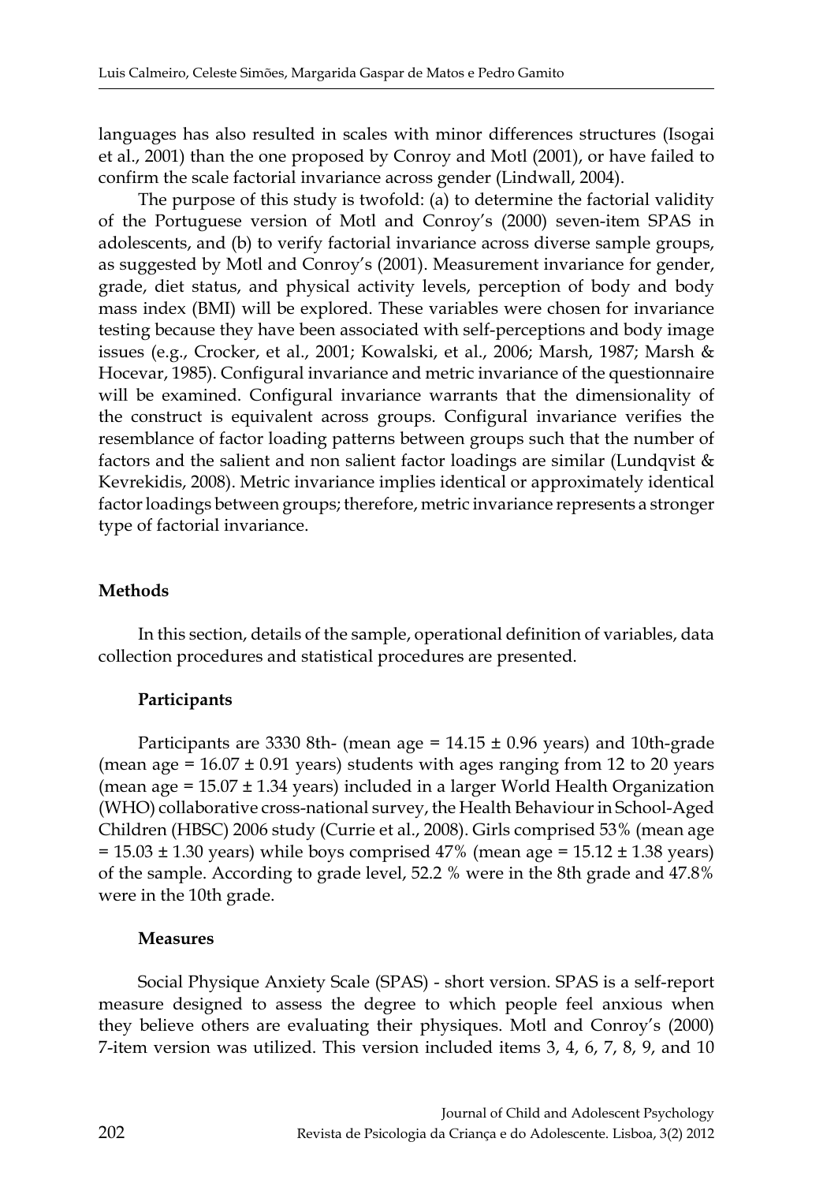languages has also resulted in scales with minor differences structures (Isogai et al., 2001) than the one proposed by Conroy and Motl (2001), or have failed to confirm the scale factorial invariance across gender (Lindwall, 2004).

The purpose of this study is twofold: (a) to determine the factorial validity of the Portuguese version of Motl and Conroy's (2000) seven-item SPAS in adolescents, and (b) to verify factorial invariance across diverse sample groups, as suggested by Motl and Conroy's (2001). Measurement invariance for gender, grade, diet status, and physical activity levels, perception of body and body mass index (BMI) will be explored. These variables were chosen for invariance testing because they have been associated with self-perceptions and body image issues (e.g., Crocker, et al., 2001; Kowalski, et al., 2006; Marsh, 1987; Marsh & Hocevar, 1985). Configural invariance and metric invariance of the questionnaire will be examined. Configural invariance warrants that the dimensionality of the construct is equivalent across groups. Configural invariance verifies the resemblance of factor loading patterns between groups such that the number of factors and the salient and non salient factor loadings are similar (Lundqvist & Kevrekidis, 2008). Metric invariance implies identical or approximately identical factor loadings between groups; therefore, metric invariance represents a stronger type of factorial invariance.

## Methods

In this section, details of the sample, operational definition of variables, data collection procedures and statistical procedures are presented.

### Participants

Participants are 3330 8th- (mean age = 14.15 ± 0.96 years) and 10th-grade (mean age = 16.07 ± 0.91 years) students with ages ranging from 12 to 20 years (mean age = 15.07 ± 1.34 years) included in a larger World Health Organization (WHO) collaborative cross-national survey, the Health Behaviour in School-Aged Children (HBSC) 2006 study (Currie et al., 2008). Girls comprised 53% (mean age = 15.03 ± 1.30 years) while boys comprised 47% (mean age = 15.12 ± 1.38 years) of the sample. According to grade level, 52.2 % were in the 8th grade and 47.8% were in the 10th grade.

### Measures

Social Physique Anxiety Scale (SPAS) - short version. SPAS is a self-report measure designed to assess the degree to which people feel anxious when they believe others are evaluating their physiques. Motl and Conroy's (2000) 7-item version was utilized. This version included items 3, 4, 6, 7, 8, 9, and 10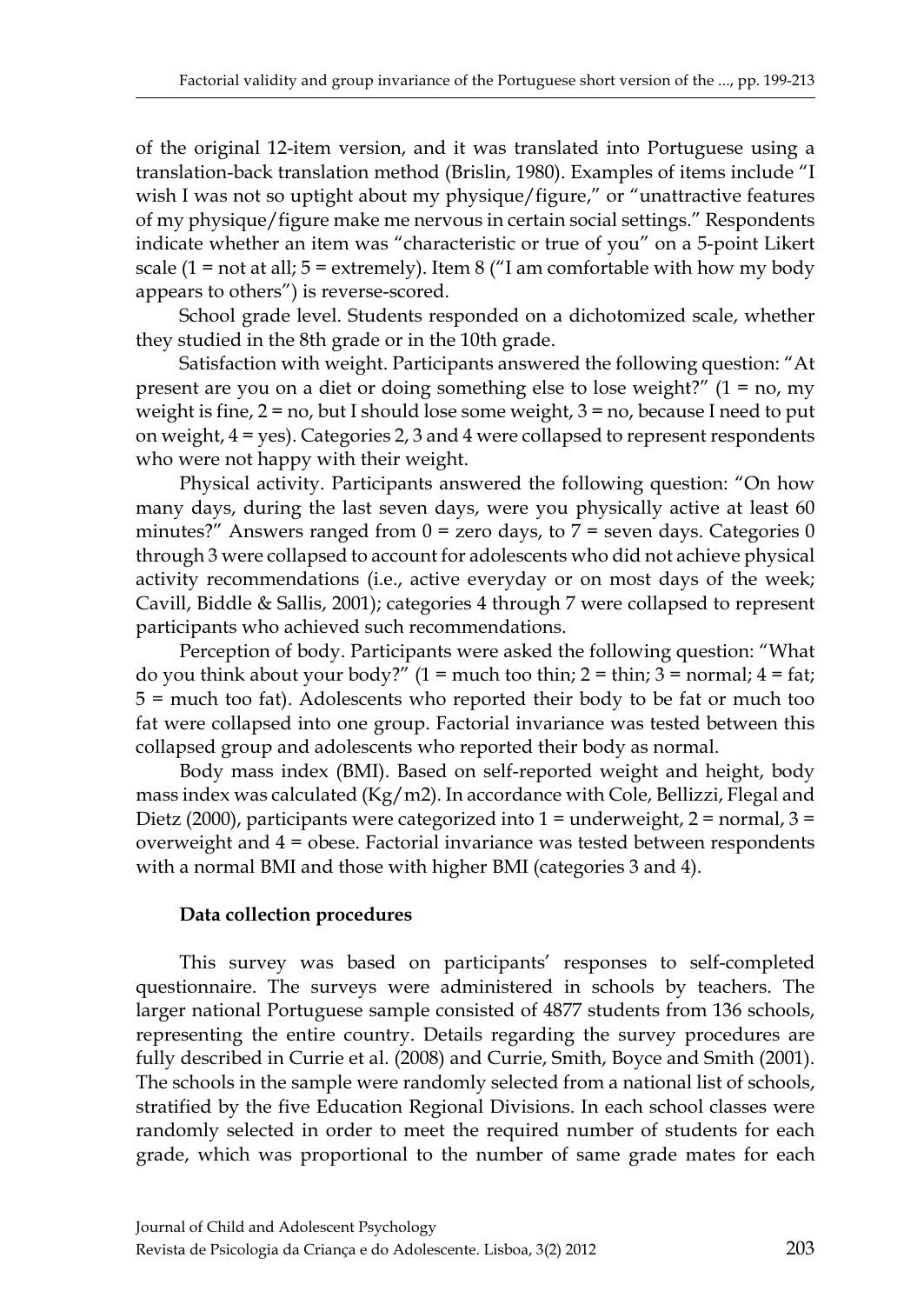of the original 12-item version, and it was translated into Portuguese using a translation-back translation method (Brislin, 1980). Examples of items include "I wish I was not so uptight about my physique/figure," or "unattractive features of my physique/figure make me nervous in certain social settings." Respondents indicate whether an item was "characteristic or true of you" on a 5-point Likert scale (1 = not at all; 5 = extremely). Item 8 ("I am comfortable with how my body appears to others") is reverse-scored.

School grade level. Students responded on a dichotomized scale, whether they studied in the 8th grade or in the 10th grade.

Satisfaction with weight. Participants answered the following question: "At present are you on a diet or doing something else to lose weight?" (1 = no, my weight is fine, 2 = no, but I should lose some weight, 3 = no, because I need to put on weight, 4 = yes). Categories 2, 3 and 4 were collapsed to represent respondents who were not happy with their weight.

Physical activity. Participants answered the following question: "On how many days, during the last seven days, were you physically active at least 60 minutes?" Answers ranged from 0 = zero days, to 7 = seven days. Categories 0 through 3 were collapsed to account for adolescents who did not achieve physical activity recommendations (i.e., active everyday or on most days of the week; Cavill, Biddle & Sallis, 2001); categories 4 through 7 were collapsed to represent participants who achieved such recommendations.

Perception of body. Participants were asked the following question: "What do you think about your body?" (1 = much too thin; 2 = thin; 3 = normal; 4 = fat; 5 = much too fat). Adolescents who reported their body to be fat or much too fat were collapsed into one group. Factorial invariance was tested between this collapsed group and adolescents who reported their body as normal.

Body mass index (BMI). Based on self-reported weight and height, body mass index was calculated (Kg/m2). In accordance with Cole, Bellizzi, Flegal and Dietz (2000), participants were categorized into 1 = underweight, 2 = normal, 3 = overweight and 4 = obese. Factorial invariance was tested between respondents with a normal BMI and those with higher BMI (categories 3 and 4).

**Data collection procedures**

This survey was based on participants' responses to self-completed questionnaire. The surveys were administered in schools by teachers. The larger national Portuguese sample consisted of 4877 students from 136 schools, representing the entire country. Details regarding the survey procedures are fully described in Currie et al. (2008) and Currie, Smith, Boyce and Smith (2001). The schools in the sample were randomly selected from a national list of schools, stratified by the five Education Regional Divisions. In each school classes were randomly selected in order to meet the required number of students for each grade, which was proportional to the number of same grade mates for each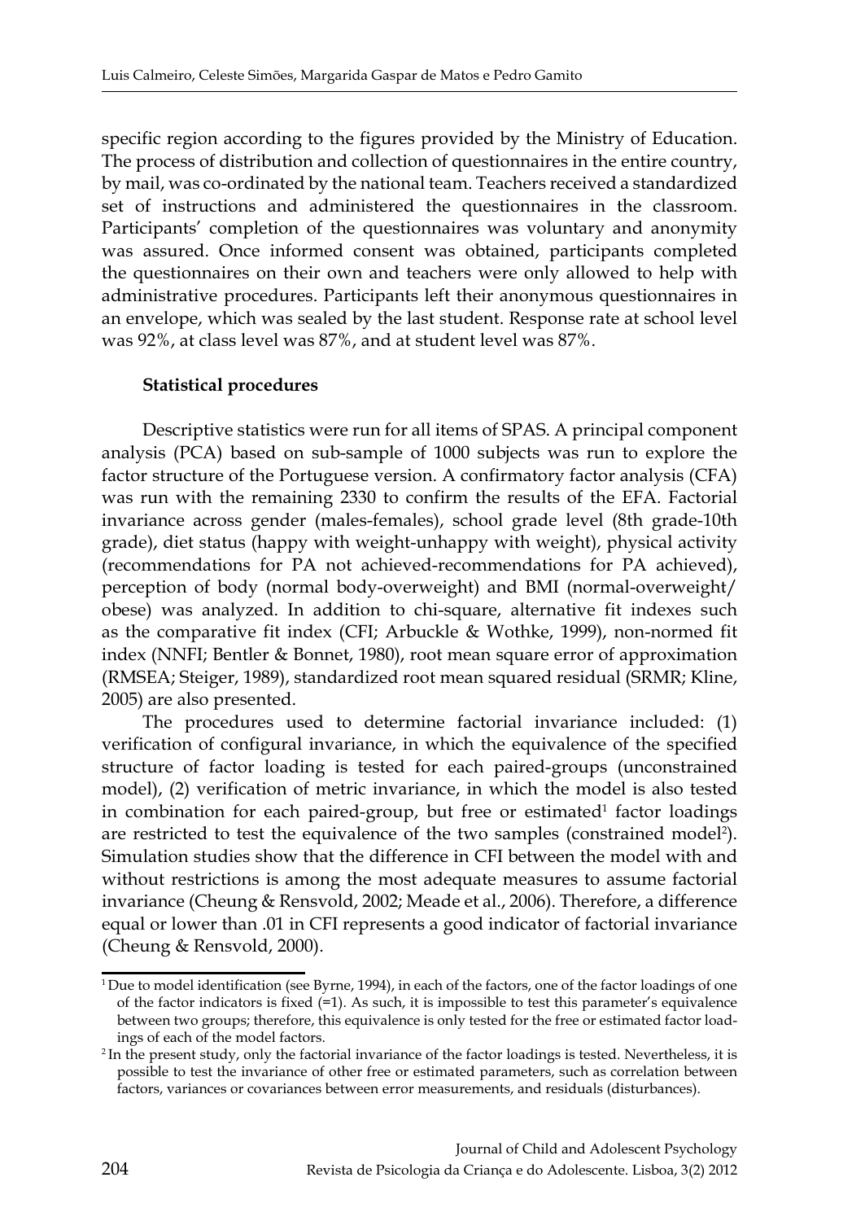specific region according to the figures provided by the Ministry of Education. The process of distribution and collection of questionnaires in the entire country, by mail, was co-ordinated by the national team. Teachers received a standardized set of instructions and administered the questionnaires in the classroom. Participants' completion of the questionnaires was voluntary and anonymity was assured. Once informed consent was obtained, participants completed the questionnaires on their own and teachers were only allowed to help with administrative procedures. Participants left their anonymous questionnaires in an envelope, which was sealed by the last student. Response rate at school level was 92%, at class level was 87%, and at student level was 87%.

**Statistical procedures**

Descriptive statistics were run for all items of SPAS. A principal component analysis (PCA) based on sub-sample of 1000 subjects was run to explore the factor structure of the Portuguese version. A confirmatory factor analysis (CFA) was run with the remaining 2330 to confirm the results of the EFA. Factorial invariance across gender (males-females), school grade level (8th grade-10th grade), diet status (happy with weight-unhappy with weight), physical activity (recommendations for PA not achieved-recommendations for PA achieved), perception of body (normal body-overweight) and BMI (normal-overweight/ obese) was analyzed. In addition to chi-square, alternative fit indexes such as the comparative fit index (CFI; Arbuckle & Wothke, 1999), non-normed fit index (NNFI; Bentler & Bonnet, 1980), root mean square error of approximation (RMSEA; Steiger, 1989), standardized root mean squared residual (SRMR; Kline, 2005) are also presented.

The procedures used to determine factorial invariance included: (1) verification of configural invariance, in which the equivalence of the specified structure of factor loading is tested for each paired-groups (unconstrained model), (2) verification of metric invariance, in which the model is also tested in combination for each paired-group, but free or estimated[1] factor loadings are restricted to test the equivalence of the two samples (constrained model[2]). Simulation studies show that the difference in CFI between the model with and without restrictions is among the most adequate measures to assume factorial invariance (Cheung & Rensvold, 2002; Meade et al., 2006). Therefore, a difference equal or lower than .01 in CFI represents a good indicator of factorial invariance (Cheung & Rensvold, 2000).

[1] Due to model identification (see Byrne, 1994), in each of the factors, one of the factor loadings of one of the factor indicators is fixed (=1). As such, it is impossible to test this parameter's equivalence between two groups; therefore, this equivalence is only tested for the free or estimated factor loadings of each of the model factors.

[2] In the present study, only the factorial invariance of the factor loadings is tested. Nevertheless, it is possible to test the invariance of other free or estimated parameters, such as correlation between factors, variances or covariances between error measurements, and residuals (disturbances).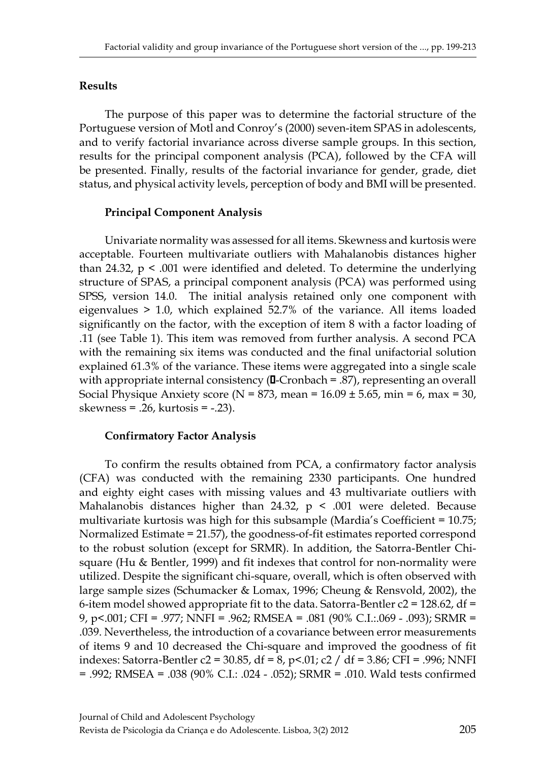## Results

The purpose of this paper was to determine the factorial structure of the Portuguese version of Motl and Conroy's (2000) seven-item SPAS in adolescents, and to verify factorial invariance across diverse sample groups. In this section, results for the principal component analysis (PCA), followed by the CFA will be presented. Finally, results of the factorial invariance for gender, grade, diet status, and physical activity levels, perception of body and BMI will be presented.

### Principal Component Analysis

Univariate normality was assessed for all items. Skewness and kurtosis were acceptable. Fourteen multivariate outliers with Mahalanobis distances higher than 24.32, $p < .001$ were identified and deleted. To determine the underlying structure of SPAS, a principal component analysis (PCA) was performed using SPSS, version 14.0. The initial analysis retained only one component with eigenvalues > 1.0, which explained 52.7% of the variance. All items loaded significantly on the factor, with the exception of item 8 with a factor loading of .11 (see Table 1). This item was removed from further analysis. A second PCA with the remaining six items was conducted and the final unifactorial solution explained 61.3% of the variance. These items were aggregated into a single scale with appropriate internal consistency (α-Cronbach = .87), representing an overall Social Physique Anxiety score (N = 873, mean = 16.09 ± 5.65, min = 6, max = 30, skewness = .26, kurtosis = -.23).

### Confirmatory Factor Analysis

To confirm the results obtained from PCA, a confirmatory factor analysis (CFA) was conducted with the remaining 2330 participants. One hundred and eighty eight cases with missing values and 43 multivariate outliers with Mahalanobis distances higher than 24.32, $p < .001$ were deleted. Because multivariate kurtosis was high for this subsample (Mardia's Coefficient = 10.75; Normalized Estimate = 21.57), the goodness-of-fit estimates reported correspond to the robust solution (except for SRMR). In addition, the Satorra-Bentler Chi-square (Hu & Bentler, 1999) and fit indexes that control for non-normality were utilized. Despite the significant chi-square, overall, which is often observed with large sample sizes (Schumacker & Lomax, 1996; Cheung & Rensvold, 2002), the 6-item model showed appropriate fit to the data. Satorra-Bentler $\chi^2$ = 128.62, df = 9, $p<.001$; CFI = .977; NNFI = .962; RMSEA = .081 (90% C.I.:.069 - .093); SRMR = .039. Nevertheless, the introduction of a covariance between error measurements of items 9 and 10 decreased the Chi-square and improved the goodness of fit indexes: Satorra-Bentler $\chi^2$ = 30.85, df = 8, $p<.01$; $\chi^2$ / df = 3.86; CFI = .996; NNFI = .992; RMSEA = .038 (90% C.I.: .024 - .052); SRMR = .010. Wald tests confirmed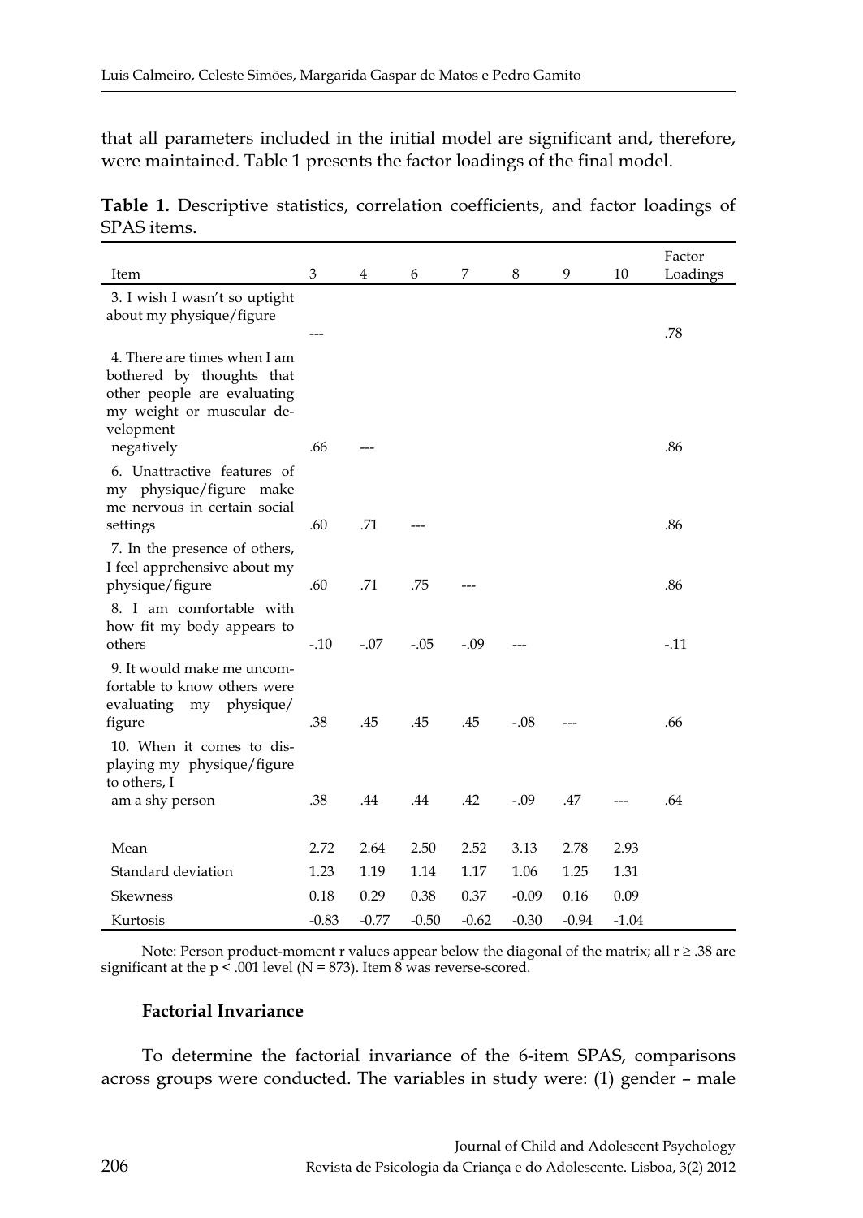that all parameters included in the initial model are significant and, therefore, were maintained. Table 1 presents the factor loadings of the final model.

**Table 1.** Descriptive statistics, correlation coefficients, and factor loadings of SPAS items.

| Item | 3 | 4 | 6 | 7 | 8 | 9 | 10 | Factor Loadings |
|---|---|---|---|---|---|---|---|---|
| 3. I wish I wasn't so uptight about my physique/figure | --- | | | | | | | .78 |
| 4. There are times when I am bothered by thoughts that other people are evaluating my weight or muscular development negatively | .66 | --- | | | | | | .86 |
| 6. Unattractive features of my physique/figure make me nervous in certain social settings | .60 | .71 | --- | | | | | .86 |
| 7. In the presence of others, I feel apprehensive about my physique/figure | .60 | .71 | .75 | --- | | | | .86 |
| 8. I am comfortable with how fit my body appears to others | -.10 | -.07 | -.05 | -.09 | --- | | | -.11 |
| 9. It would make me uncomfortable to know others were evaluating my physique/figure | .38 | .45 | .45 | .45 | -.08 | --- | | .66 |
| 10. When it comes to displaying my physique/figure to others, I am a shy person | .38 | .44 | .44 | .42 | -.09 | .47 | --- | .64 |
| Mean | 2.72 | 2.64 | 2.50 | 2.52 | 3.13 | 2.78 | 2.93 | |
| Standard deviation | 1.23 | 1.19 | 1.14 | 1.17 | 1.06 | 1.25 | 1.31 | |
| Skewness | 0.18 | 0.29 | 0.38 | 0.37 | -0.09 | 0.16 | 0.09 | |
| Kurtosis | -0.83 | -0.77 | -0.50 | -0.62 | -0.30 | -0.94 | -1.04 | |

Note: Person product-moment r values appear below the diagonal of the matrix; all $r \geq .38$ are significant at the $p < .001$ level ($N = 873$). Item 8 was reverse-scored.

### Factorial Invariance

To determine the factorial invariance of the 6-item SPAS, comparisons across groups were conducted. The variables in study were: (1) gender – male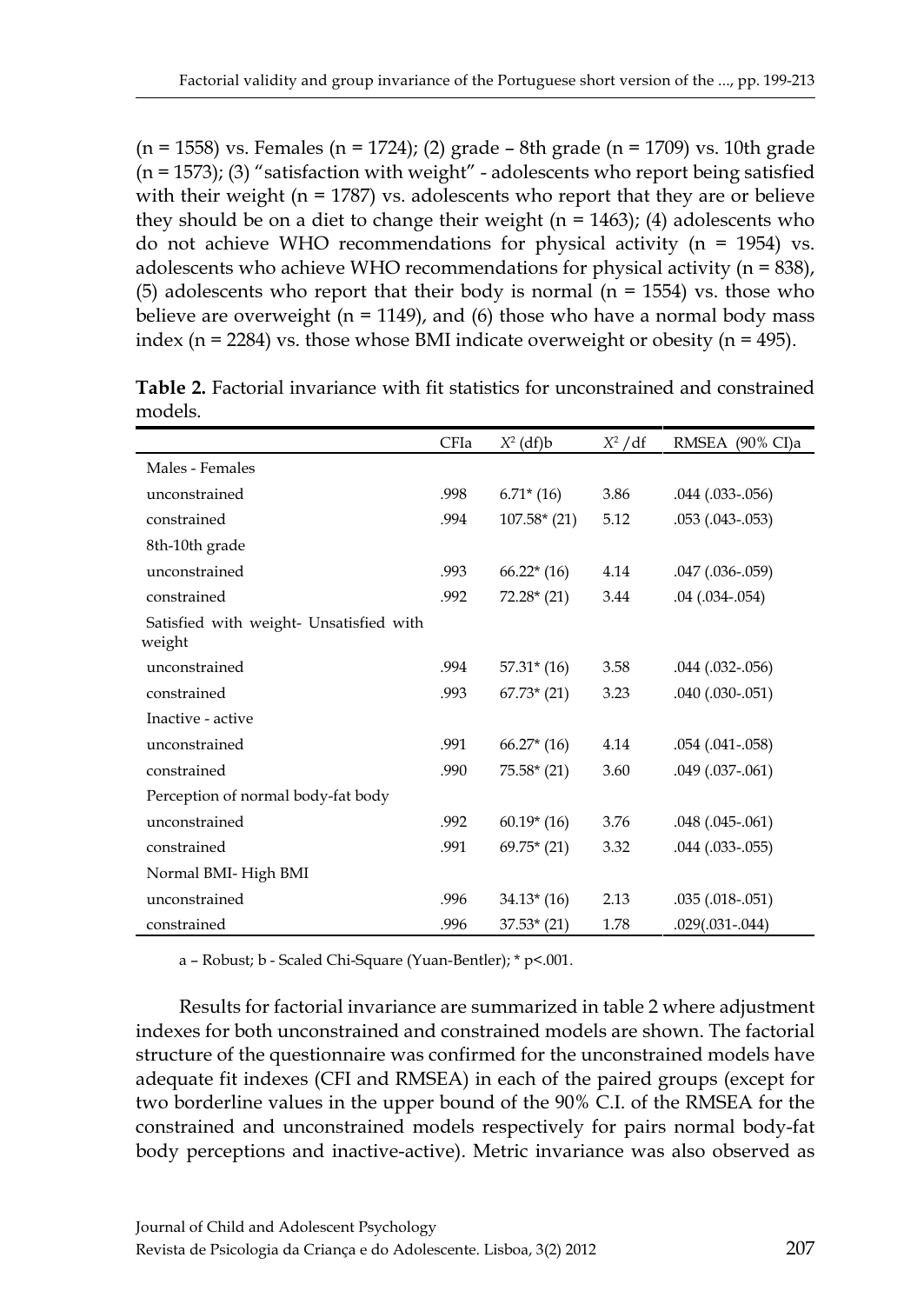(n = 1558) vs. Females (n = 1724); (2) grade – 8th grade (n = 1709) vs. 10th grade (n = 1573); (3) "satisfaction with weight" - adolescents who report being satisfied with their weight (n = 1787) vs. adolescents who report that they are or believe they should be on a diet to change their weight (n = 1463); (4) adolescents who do not achieve WHO recommendations for physical activity (n = 1954) vs. adolescents who achieve WHO recommendations for physical activity (n = 838), (5) adolescents who report that their body is normal (n = 1554) vs. those who believe are overweight (n = 1149), and (6) those who have a normal body mass index (n = 2284) vs. those whose BMI indicate overweight or obesity (n = 495).

**Table 2.** Factorial invariance with fit statistics for unconstrained and constrained models.

| | CFIa | $X^2$ (df)b | $X^2$ /df | RMSEA (90% CI)a |
|---|---|---|---|---|
| Males - Females | | | | |
| unconstrained | .998 | 6.71* (16) | 3.86 | .044 (.033-.056) |
| constrained | .994 | 107.58* (21) | 5.12 | .053 (.043-.053) |
| 8th-10th grade | | | | |
| unconstrained | .993 | 66.22* (16) | 4.14 | .047 (.036-.059) |
| constrained | .992 | 72.28* (21) | 3.44 | .04 (.034-.054) |
| Satisfied with weight- Unsatisfied with weight | | | | |
| unconstrained | .994 | 57.31* (16) | 3.58 | .044 (.032-.056) |
| constrained | .993 | 67.73* (21) | 3.23 | .040 (.030-.051) |
| Inactive - active | | | | |
| unconstrained | .991 | 66.27* (16) | 4.14 | .054 (.041-.058) |
| constrained | .990 | 75.58* (21) | 3.60 | .049 (.037-.061) |
| Perception of normal body-fat body | | | | |
| unconstrained | .992 | 60.19* (16) | 3.76 | .048 (.045-.061) |
| constrained | .991 | 69.75* (21) | 3.32 | .044 (.033-.055) |
| Normal BMI- High BMI | | | | |
| unconstrained | .996 | 34.13* (16) | 2.13 | .035 (.018-.051) |
| constrained | .996 | 37.53* (21) | 1.78 | .029(.031-.044) |

a – Robust; b - Scaled Chi-Square (Yuan-Bentler); * p<.001.

Results for factorial invariance are summarized in table 2 where adjustment indexes for both unconstrained and constrained models are shown. The factorial structure of the questionnaire was confirmed for the unconstrained models have adequate fit indexes (CFI and RMSEA) in each of the paired groups (except for two borderline values in the upper bound of the 90% C.I. of the RMSEA for the constrained and unconstrained models respectively for pairs normal body-fat body perceptions and inactive-active). Metric invariance was also observed as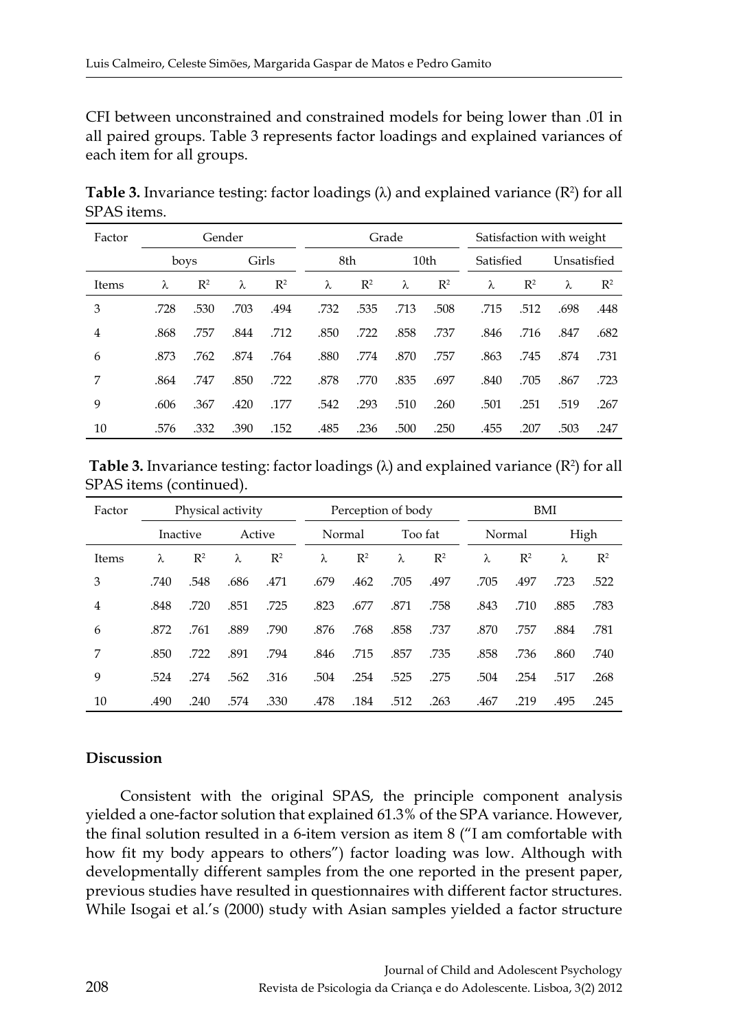CFI between unconstrained and constrained models for being lower than .01 in all paired groups. Table 3 represents factor loadings and explained variances of each item for all groups.

**Table 3.** Invariance testing: factor loadings (λ) and explained variance ($R^2$) for all SPAS items.

| Factor | Gender | | | | Grade | | | | Satisfaction with weight | | | |
|---|---|---|---|---|---|---|---|---|---|---|---|---|
| | boys | | Girls | | 8th | | 10th | | Satisfied | | Unsatisfied | |
| Items | λ | $R^2$ | λ | $R^2$ | λ | $R^2$ | λ | $R^2$ | λ | $R^2$ | λ | $R^2$ |
| 3 | .728 | .530 | .703 | .494 | .732 | .535 | .713 | .508 | .715 | .512 | .698 | .448 |
| 4 | .868 | .757 | .844 | .712 | .850 | .722 | .858 | .737 | .846 | .716 | .847 | .682 |
| 6 | .873 | .762 | .874 | .764 | .880 | .774 | .870 | .757 | .863 | .745 | .874 | .731 |
| 7 | .864 | .747 | .850 | .722 | .878 | .770 | .835 | .697 | .840 | .705 | .867 | .723 |
| 9 | .606 | .367 | .420 | .177 | .542 | .293 | .510 | .260 | .501 | .251 | .519 | .267 |
| 10 | .576 | .332 | .390 | .152 | .485 | .236 | .500 | .250 | .455 | .207 | .503 | .247 |

**Table 3.** Invariance testing: factor loadings (λ) and explained variance ($R^2$) for all SPAS items (continued).

| Factor | Physical activity | | | | Perception of body | | | | BMI | | | |
|---|---|---|---|---|---|---|---|---|---|---|---|---|
| | Inactive | | Active | | Normal | | Too fat | | Normal | | High | |
| Items | λ | $R^2$ | λ | $R^2$ | λ | $R^2$ | λ | $R^2$ | λ | $R^2$ | λ | $R^2$ |
| 3 | .740 | .548 | .686 | .471 | .679 | .462 | .705 | .497 | .705 | .497 | .723 | .522 |
| 4 | .848 | .720 | .851 | .725 | .823 | .677 | .871 | .758 | .843 | .710 | .885 | .783 |
| 6 | .872 | .761 | .889 | .790 | .876 | .768 | .858 | .737 | .870 | .757 | .884 | .781 |
| 7 | .850 | .722 | .891 | .794 | .846 | .715 | .857 | .735 | .858 | .736 | .860 | .740 |
| 9 | .524 | .274 | .562 | .316 | .504 | .254 | .525 | .275 | .504 | .254 | .517 | .268 |
| 10 | .490 | .240 | .574 | .330 | .478 | .184 | .512 | .263 | .467 | .219 | .495 | .245 |

## Discussion

Consistent with the original SPAS, the principle component analysis yielded a one-factor solution that explained 61.3% of the SPA variance. However, the final solution resulted in a 6-item version as item 8 ("I am comfortable with how fit my body appears to others") factor loading was low. Although with developmentally different samples from the one reported in the present paper, previous studies have resulted in questionnaires with different factor structures. While Isogai et al.'s (2000) study with Asian samples yielded a factor structure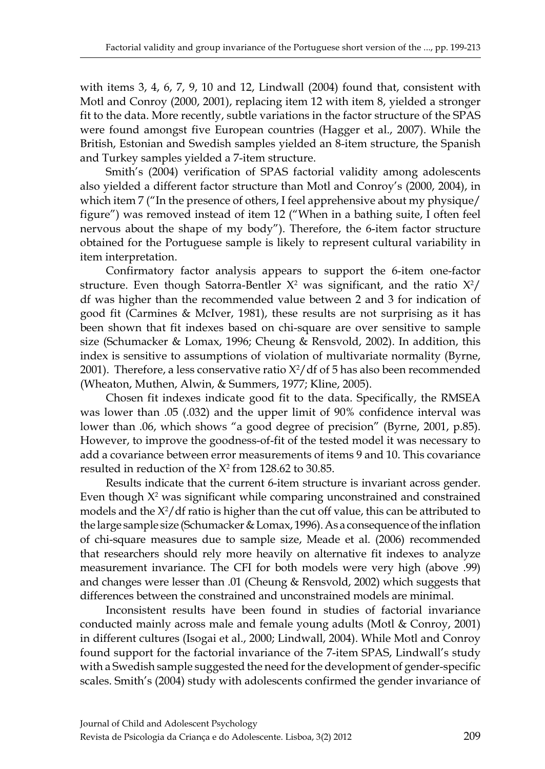with items 3, 4, 6, 7, 9, 10 and 12, Lindwall (2004) found that, consistent with Motl and Conroy (2000, 2001), replacing item 12 with item 8, yielded a stronger fit to the data. More recently, subtle variations in the factor structure of the SPAS were found amongst five European countries (Hagger et al., 2007). While the British, Estonian and Swedish samples yielded an 8-item structure, the Spanish and Turkey samples yielded a 7-item structure.

Smith's (2004) verification of SPAS factorial validity among adolescents also yielded a different factor structure than Motl and Conroy's (2000, 2004), in which item 7 ("In the presence of others, I feel apprehensive about my physique/ figure") was removed instead of item 12 ("When in a bathing suite, I often feel nervous about the shape of my body"). Therefore, the 6-item factor structure obtained for the Portuguese sample is likely to represent cultural variability in item interpretation.

Confirmatory factor analysis appears to support the 6-item one-factor structure. Even though Satorra-Bentler $X^2$ was significant, and the ratio $X^2$/df was higher than the recommended value between 2 and 3 for indication of good fit (Carmines & McIver, 1981), these results are not surprising as it has been shown that fit indexes based on chi-square are over sensitive to sample size (Schumacker & Lomax, 1996; Cheung & Rensvold, 2002). In addition, this index is sensitive to assumptions of violation of multivariate normality (Byrne, 2001). Therefore, a less conservative ratio $X^2$/df of 5 has also been recommended (Wheaton, Muthen, Alwin, & Summers, 1977; Kline, 2005).

Chosen fit indexes indicate good fit to the data. Specifically, the RMSEA was lower than .05 (.032) and the upper limit of 90% confidence interval was lower than .06, which shows "a good degree of precision" (Byrne, 2001, p.85). However, to improve the goodness-of-fit of the tested model it was necessary to add a covariance between error measurements of items 9 and 10. This covariance resulted in reduction of the $X^2$ from 128.62 to 30.85.

Results indicate that the current 6-item structure is invariant across gender. Even though $X^2$ was significant while comparing unconstrained and constrained models and the $X^2$/df ratio is higher than the cut off value, this can be attributed to the large sample size (Schumacker & Lomax, 1996). As a consequence of the inflation of chi-square measures due to sample size, Meade et al. (2006) recommended that researchers should rely more heavily on alternative fit indexes to analyze measurement invariance. The CFI for both models were very high (above .99) and changes were lesser than .01 (Cheung & Rensvold, 2002) which suggests that differences between the constrained and unconstrained models are minimal.

Inconsistent results have been found in studies of factorial invariance conducted mainly across male and female young adults (Motl & Conroy, 2001) in different cultures (Isogai et al., 2000; Lindwall, 2004). While Motl and Conroy found support for the factorial invariance of the 7-item SPAS, Lindwall's study with a Swedish sample suggested the need for the development of gender-specific scales. Smith's (2004) study with adolescents confirmed the gender invariance of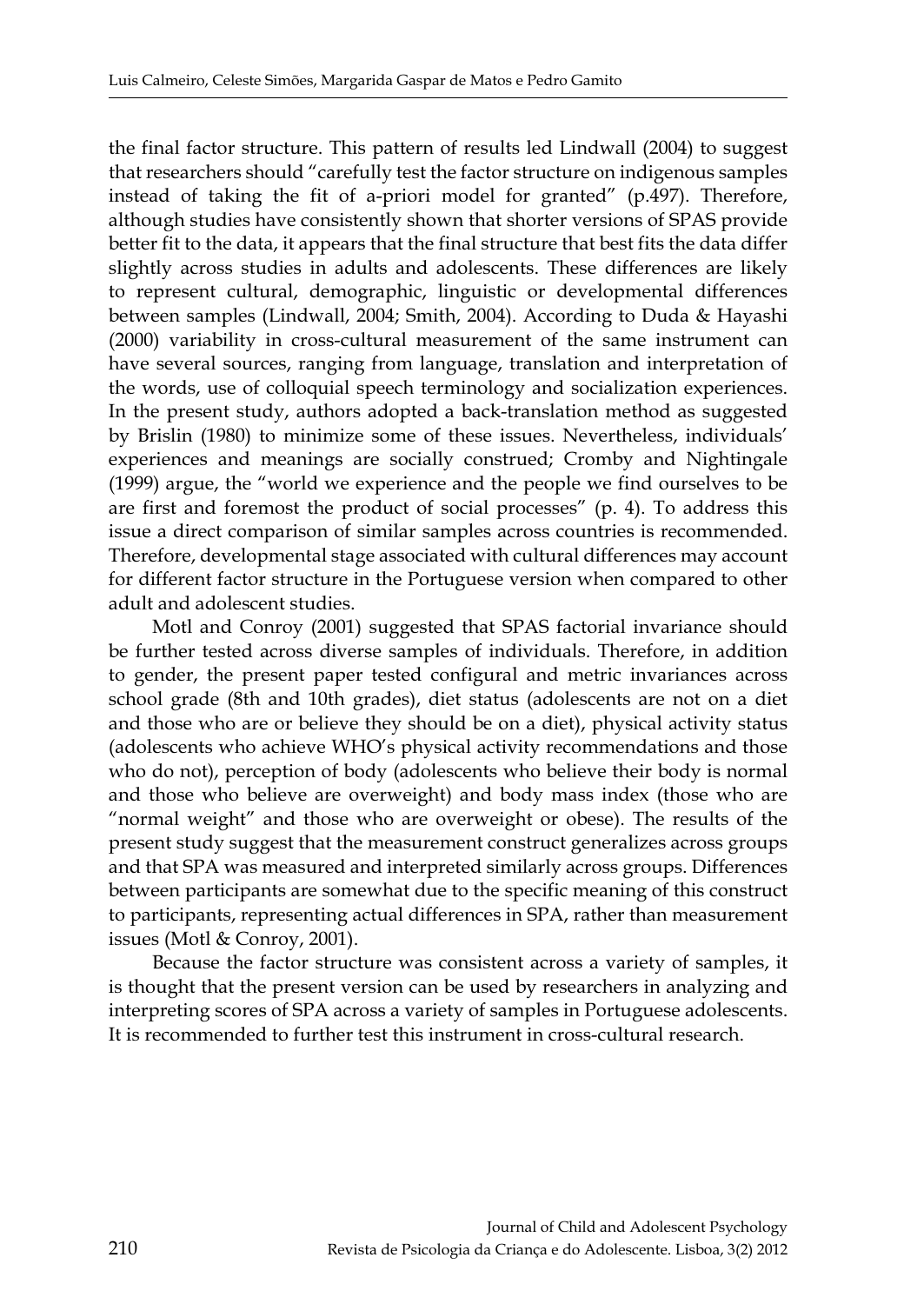the final factor structure. This pattern of results led Lindwall (2004) to suggest that researchers should "carefully test the factor structure on indigenous samples instead of taking the fit of a-priori model for granted" (p.497). Therefore, although studies have consistently shown that shorter versions of SPAS provide better fit to the data, it appears that the final structure that best fits the data differ slightly across studies in adults and adolescents. These differences are likely to represent cultural, demographic, linguistic or developmental differences between samples (Lindwall, 2004; Smith, 2004). According to Duda & Hayashi (2000) variability in cross-cultural measurement of the same instrument can have several sources, ranging from language, translation and interpretation of the words, use of colloquial speech terminology and socialization experiences. In the present study, authors adopted a back-translation method as suggested by Brislin (1980) to minimize some of these issues. Nevertheless, individuals' experiences and meanings are socially construed; Cromby and Nightingale (1999) argue, the "world we experience and the people we find ourselves to be are first and foremost the product of social processes" (p. 4). To address this issue a direct comparison of similar samples across countries is recommended. Therefore, developmental stage associated with cultural differences may account for different factor structure in the Portuguese version when compared to other adult and adolescent studies.

Motl and Conroy (2001) suggested that SPAS factorial invariance should be further tested across diverse samples of individuals. Therefore, in addition to gender, the present paper tested configural and metric invariances across school grade (8th and 10th grades), diet status (adolescents are not on a diet and those who are or believe they should be on a diet), physical activity status (adolescents who achieve WHO's physical activity recommendations and those who do not), perception of body (adolescents who believe their body is normal and those who believe are overweight) and body mass index (those who are "normal weight" and those who are overweight or obese). The results of the present study suggest that the measurement construct generalizes across groups and that SPA was measured and interpreted similarly across groups. Differences between participants are somewhat due to the specific meaning of this construct to participants, representing actual differences in SPA, rather than measurement issues (Motl & Conroy, 2001).

Because the factor structure was consistent across a variety of samples, it is thought that the present version can be used by researchers in analyzing and interpreting scores of SPA across a variety of samples in Portuguese adolescents. It is recommended to further test this instrument in cross-cultural research.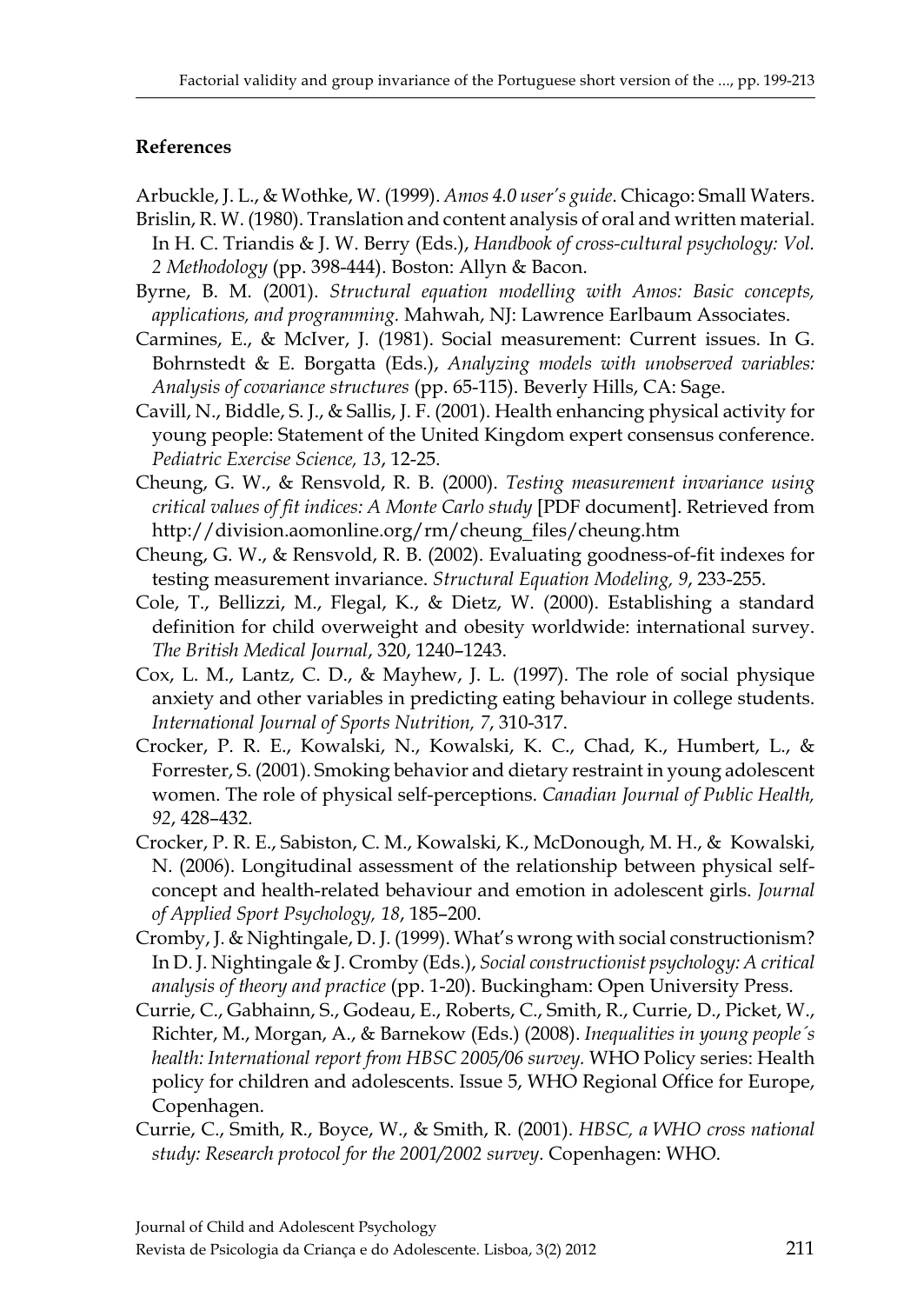**References**

Arbuckle, J. L., & Wothke, W. (1999). *Amos 4.0 user's guide*. Chicago: Small Waters.

Brislin, R. W. (1980). Translation and content analysis of oral and written material. In H. C. Triandis & J. W. Berry (Eds.), *Handbook of cross-cultural psychology: Vol. 2 Methodology* (pp. 398-444). Boston: Allyn & Bacon.

Byrne, B. M. (2001). *Structural equation modelling with Amos: Basic concepts, applications, and programming.* Mahwah, NJ: Lawrence Earlbaum Associates.

Carmines, E., & McIver, J. (1981). Social measurement: Current issues. In G. Bohrnstedt & E. Borgatta (Eds.), *Analyzing models with unobserved variables: Analysis of covariance structures* (pp. 65-115). Beverly Hills, CA: Sage.

Cavill, N., Biddle, S. J., & Sallis, J. F. (2001). Health enhancing physical activity for young people: Statement of the United Kingdom expert consensus conference. *Pediatric Exercise Science, 13*, 12-25.

Cheung, G. W., & Rensvold, R. B. (2000). *Testing measurement invariance using critical values of fit indices: A Monte Carlo study* [PDF document]. Retrieved from http://division.aomonline.org/rm/cheung_files/cheung.htm

Cheung, G. W., & Rensvold, R. B. (2002). Evaluating goodness-of-fit indexes for testing measurement invariance. *Structural Equation Modeling, 9*, 233-255.

Cole, T., Bellizzi, M., Flegal, K., & Dietz, W. (2000). Establishing a standard definition for child overweight and obesity worldwide: international survey. *The British Medical Journal*, 320, 1240–1243.

Cox, L. M., Lantz, C. D., & Mayhew, J. L. (1997). The role of social physique anxiety and other variables in predicting eating behaviour in college students. *International Journal of Sports Nutrition, 7*, 310-317.

Crocker, P. R. E., Kowalski, N., Kowalski, K. C., Chad, K., Humbert, L., & Forrester, S. (2001). Smoking behavior and dietary restraint in young adolescent women. The role of physical self-perceptions. *Canadian Journal of Public Health, 92*, 428–432.

Crocker, P. R. E., Sabiston, C. M., Kowalski, K., McDonough, M. H., & Kowalski, N. (2006). Longitudinal assessment of the relationship between physical self-concept and health-related behaviour and emotion in adolescent girls. *Journal of Applied Sport Psychology, 18*, 185–200.

Cromby, J. & Nightingale, D. J. (1999). What's wrong with social constructionism? In D. J. Nightingale & J. Cromby (Eds.), *Social constructionist psychology: A critical analysis of theory and practice* (pp. 1-20). Buckingham: Open University Press.

Currie, C., Gabhainn, S., Godeau, E., Roberts, C., Smith, R., Currie, D., Picket, W., Richter, M., Morgan, A., & Barnekow (Eds.) (2008). *Inequalities in young people´s health: International report from HBSC 2005/06 survey.* WHO Policy series: Health policy for children and adolescents. Issue 5, WHO Regional Office for Europe, Copenhagen.

Currie, C., Smith, R., Boyce, W., & Smith, R. (2001). *HBSC, a WHO cross national study: Research protocol for the 2001/2002 survey*. Copenhagen: WHO.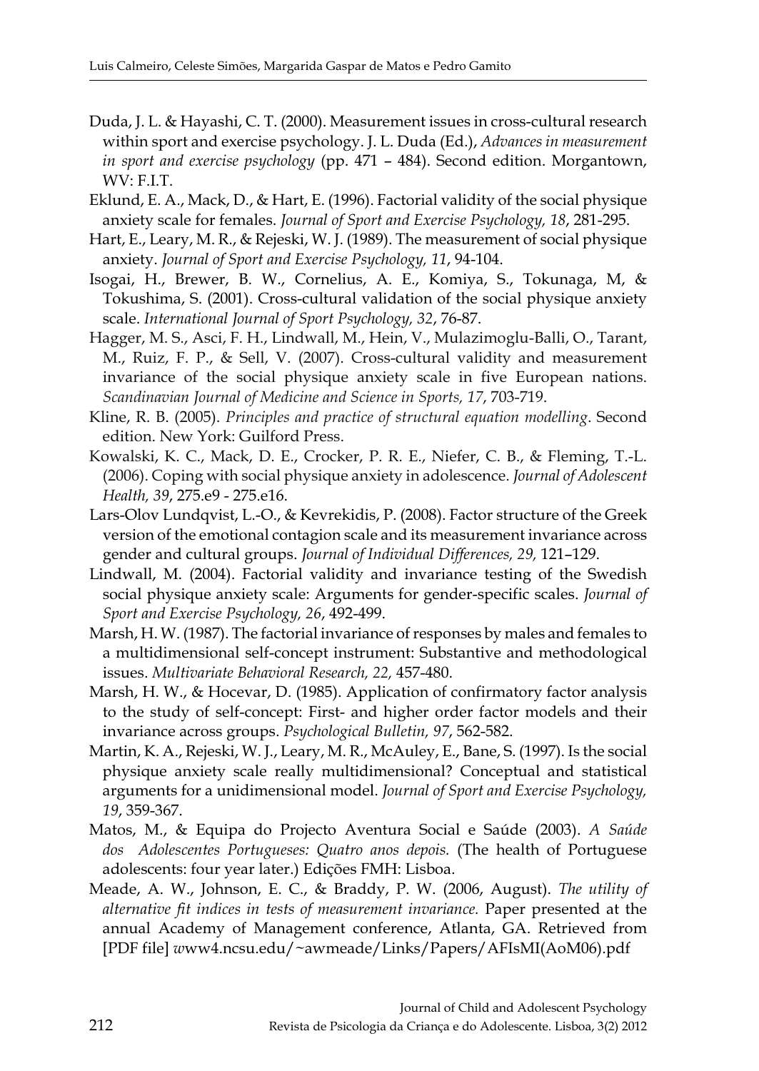Duda, J. L. & Hayashi, C. T. (2000). Measurement issues in cross-cultural research within sport and exercise psychology. J. L. Duda (Ed.), *Advances in measurement in sport and exercise psychology* (pp. 471 – 484). Second edition. Morgantown, WV: F.I.T.

Eklund, E. A., Mack, D., & Hart, E. (1996). Factorial validity of the social physique anxiety scale for females. *Journal of Sport and Exercise Psychology, 18*, 281-295.

Hart, E., Leary, M. R., & Rejeski, W. J. (1989). The measurement of social physique anxiety. *Journal of Sport and Exercise Psychology, 11*, 94-104.

Isogai, H., Brewer, B. W., Cornelius, A. E., Komiya, S., Tokunaga, M, & Tokushima, S. (2001). Cross-cultural validation of the social physique anxiety scale. *International Journal of Sport Psychology, 32*, 76-87.

Hagger, M. S., Asci, F. H., Lindwall, M., Hein, V., Mulazimoglu-Balli, O., Tarant, M., Ruiz, F. P., & Sell, V. (2007). Cross-cultural validity and measurement invariance of the social physique anxiety scale in five European nations. *Scandinavian Journal of Medicine and Science in Sports, 17*, 703-719.

Kline, R. B. (2005). *Principles and practice of structural equation modelling*. Second edition. New York: Guilford Press.

Kowalski, K. C., Mack, D. E., Crocker, P. R. E., Niefer, C. B., & Fleming, T.-L. (2006). Coping with social physique anxiety in adolescence. *Journal of Adolescent Health, 39*, 275.e9 - 275.e16.

Lars-Olov Lundqvist, L.-O., & Kevrekidis, P. (2008). Factor structure of the Greek version of the emotional contagion scale and its measurement invariance across gender and cultural groups. *Journal of Individual Differences, 29,* 121–129.

Lindwall, M. (2004). Factorial validity and invariance testing of the Swedish social physique anxiety scale: Arguments for gender-specific scales. *Journal of Sport and Exercise Psychology, 26*, 492-499.

Marsh, H. W. (1987). The factorial invariance of responses by males and females to a multidimensional self-concept instrument: Substantive and methodological issues. *Multivariate Behavioral Research, 22,* 457-480.

Marsh, H. W., & Hocevar, D. (1985). Application of confirmatory factor analysis to the study of self-concept: First- and higher order factor models and their invariance across groups. *Psychological Bulletin, 97*, 562-582.

Martin, K. A., Rejeski, W. J., Leary, M. R., McAuley, E., Bane, S. (1997). Is the social physique anxiety scale really multidimensional? Conceptual and statistical arguments for a unidimensional model. *Journal of Sport and Exercise Psychology, 19*, 359-367.

Matos, M., & Equipa do Projecto Aventura Social e Saúde (2003). *A Saúde dos Adolescentes Portugueses: Quatro anos depois.* (The health of Portuguese adolescents: four year later.) Edições FMH: Lisboa.

Meade, A. W., Johnson, E. C., & Braddy, P. W. (2006, August). *The utility of alternative fit indices in tests of measurement invariance.* Paper presented at the annual Academy of Management conference, Atlanta, GA. Retrieved from [PDF file] www4.ncsu.edu/~awmeade/Links/Papers/AFIsMI(AoM06).pdf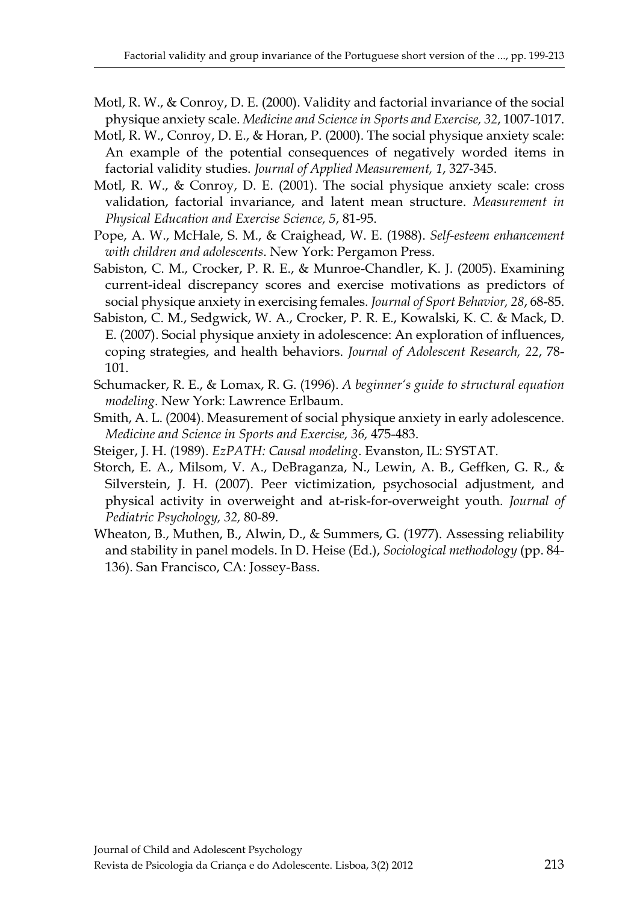Motl, R. W., & Conroy, D. E. (2000). Validity and factorial invariance of the social physique anxiety scale. *Medicine and Science in Sports and Exercise, 32*, 1007-1017.

Motl, R. W., Conroy, D. E., & Horan, P. (2000). The social physique anxiety scale: An example of the potential consequences of negatively worded items in factorial validity studies. *Journal of Applied Measurement, 1*, 327-345.

Motl, R. W., & Conroy, D. E. (2001). The social physique anxiety scale: cross validation, factorial invariance, and latent mean structure. *Measurement in Physical Education and Exercise Science, 5*, 81-95.

Pope, A. W., McHale, S. M., & Craighead, W. E. (1988). *Self-esteem enhancement with children and adolescents*. New York: Pergamon Press.

Sabiston, C. M., Crocker, P. R. E., & Munroe-Chandler, K. J. (2005). Examining current-ideal discrepancy scores and exercise motivations as predictors of social physique anxiety in exercising females. *Journal of Sport Behavior, 28*, 68-85.

Sabiston, C. M., Sedgwick, W. A., Crocker, P. R. E., Kowalski, K. C. & Mack, D. E. (2007). Social physique anxiety in adolescence: An exploration of influences, coping strategies, and health behaviors. *Journal of Adolescent Research, 22*, 78-101.

Schumacker, R. E., & Lomax, R. G. (1996). *A beginner's guide to structural equation modeling*. New York: Lawrence Erlbaum.

Smith, A. L. (2004). Measurement of social physique anxiety in early adolescence. *Medicine and Sciences in Sports and Exercise, 36,* 475-483.

Steiger, J. H. (1989). *EzPATH: Causal modeling*. Evanston, IL: SYSTAT.

Storch, E. A., Milsom, V. A., DeBraganza, N., Lewin, A. B., Geffken, G. R., & Silverstein, J. H. (2007). Peer victimization, psychosocial adjustment, and physical activity in overweight and at-risk-for-overweight youth. *Journal of Pediatric Psychology, 32,* 80-89.

Wheaton, B., Muthen, B., Alwin, D., & Summers, G. (1977). Assessing reliability and stability in panel models. In D. Heise (Ed.), *Sociological methodology* (pp. 84-136). San Francisco, CA: Jossey-Bass.